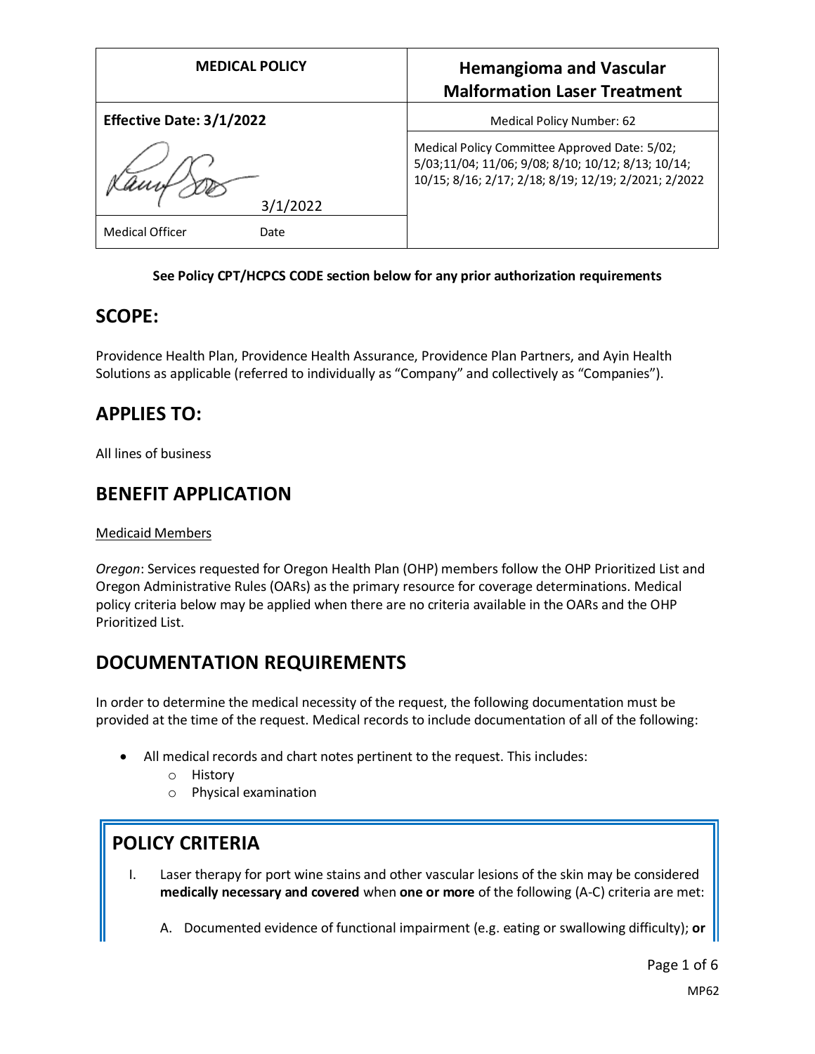| MEDICAL POLICY | Hemangioma and Vascular Malformation Laser Treatment |
|---|---|
| **Effective Date: 3/1/2022** | Medical Policy Number: 62 |
| 3/1/2022 | Medical Policy Committee Approved Date: 5/02; 5/03;11/04; 11/06; 9/08; 8/10; 10/12; 8/13; 10/14; 10/15; 8/16; 2/17; 2/18; 8/19; 12/19; 2/2021; 2/2022 |
| Medical Officer Date | |

**See Policy CPT/HCPCS CODE section below for any prior authorization requirements**

## SCOPE:

Providence Health Plan, Providence Health Assurance, Providence Plan Partners, and Ayin Health Solutions as applicable (referred to individually as "Company" and collectively as "Companies").

## APPLIES TO:

All lines of business

## BENEFIT APPLICATION

Medicaid Members

*Oregon*: Services requested for Oregon Health Plan (OHP) members follow the OHP Prioritized List and Oregon Administrative Rules (OARs) as the primary resource for coverage determinations. Medical policy criteria below may be applied when there are no criteria available in the OARs and the OHP Prioritized List.

## DOCUMENTATION REQUIREMENTS

In order to determine the medical necessity of the request, the following documentation must be provided at the time of the request. Medical records to include documentation of all of the following:

- All medical records and chart notes pertinent to the request. This includes:
  - History
  - Physical examination

## POLICY CRITERIA

I. Laser therapy for port wine stains and other vascular lesions of the skin may be considered **medically necessary and covered** when **one or more** of the following (A-C) criteria are met:

   A. Documented evidence of functional impairment (e.g. eating or swallowing difficulty); **or**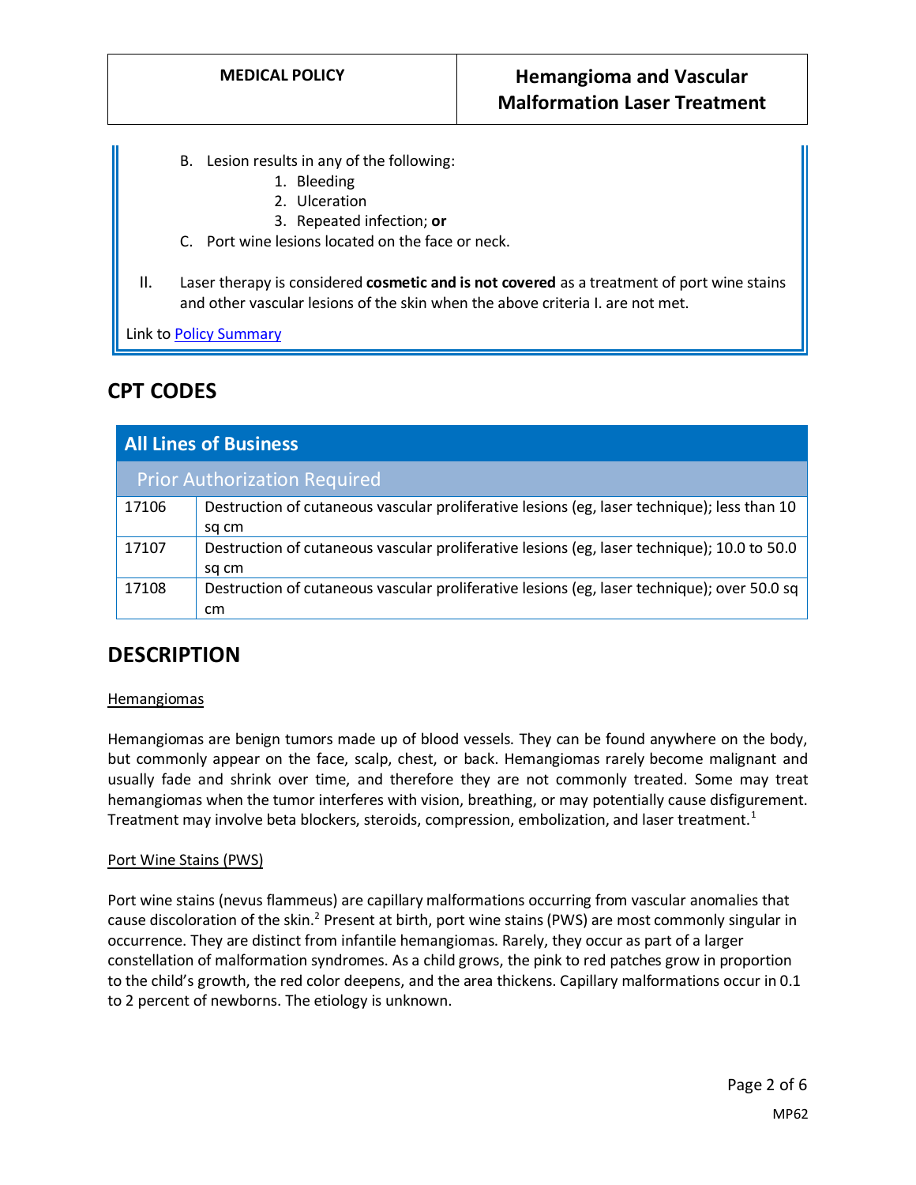B. Lesion results in any of the following:
   1. Bleeding
   2. Ulceration
   3. Repeated infection; **or**

C. Port wine lesions located on the face or neck.

II. Laser therapy is considered **cosmetic and is not covered** as a treatment of port wine stains and other vascular lesions of the skin when the above criteria I. are not met.

Link to [Policy Summary](#)

## CPT CODES

| All Lines of Business | |
|---|---|
| **Prior Authorization Required** | |
| 17106 | Destruction of cutaneous vascular proliferative lesions (eg, laser technique); less than 10 sq cm |
| 17107 | Destruction of cutaneous vascular proliferative lesions (eg, laser technique); 10.0 to 50.0 sq cm |
| 17108 | Destruction of cutaneous vascular proliferative lesions (eg, laser technique); over 50.0 sq cm |

## DESCRIPTION

### Hemangiomas

Hemangiomas are benign tumors made up of blood vessels. They can be found anywhere on the body, but commonly appear on the face, scalp, chest, or back. Hemangiomas rarely become malignant and usually fade and shrink over time, and therefore they are not commonly treated. Some may treat hemangiomas when the tumor interferes with vision, breathing, or may potentially cause disfigurement. Treatment may involve beta blockers, steroids, compression, embolization, and laser treatment.[1]

### Port Wine Stains (PWS)

Port wine stains (nevus flammeus) are capillary malformations occurring from vascular anomalies that cause discoloration of the skin.[2] Present at birth, port wine stains (PWS) are most commonly singular in occurrence. They are distinct from infantile hemangiomas. Rarely, they occur as part of a larger constellation of malformation syndromes. As a child grows, the pink to red patches grow in proportion to the child's growth, the red color deepens, and the area thickens. Capillary malformations occur in 0.1 to 2 percent of newborns. The etiology is unknown.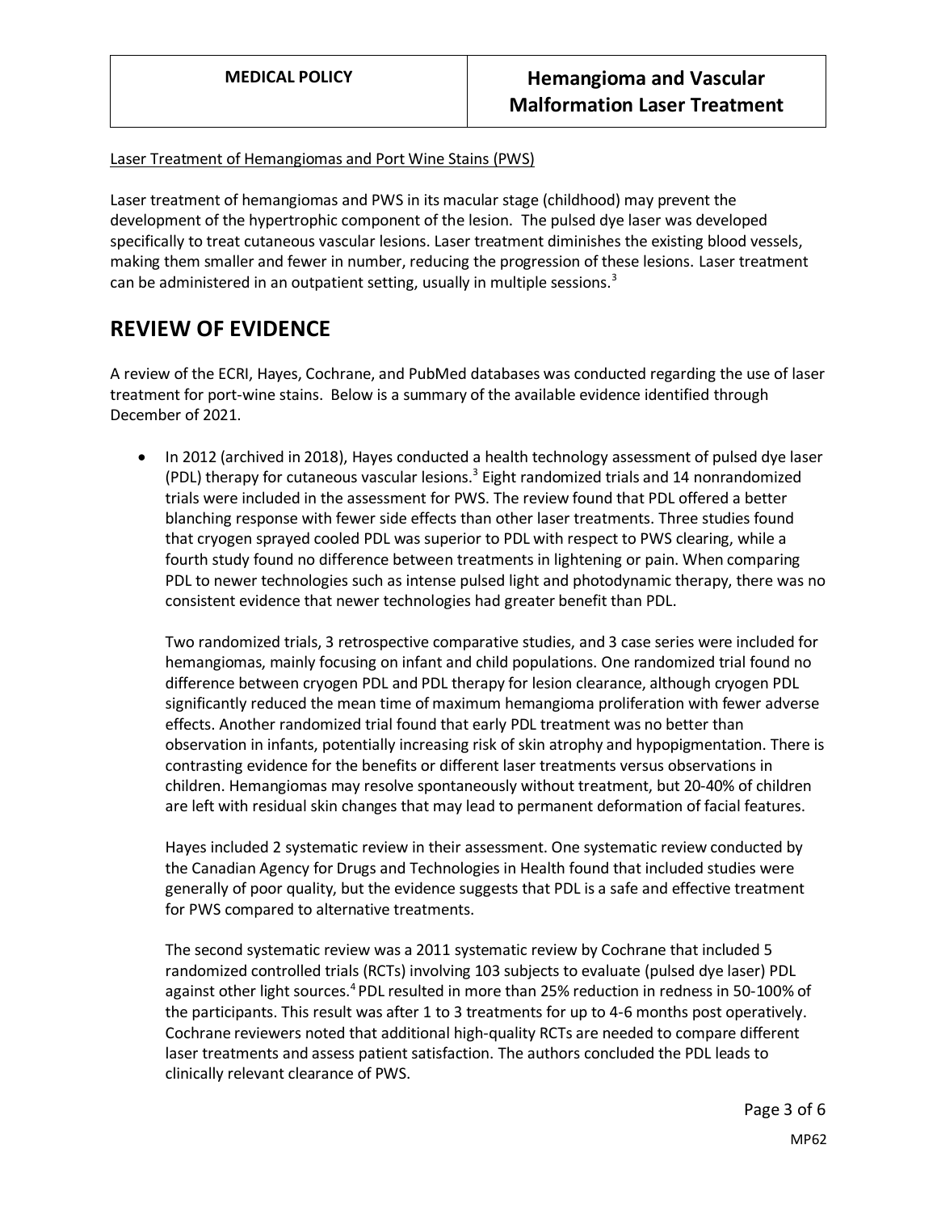Laser Treatment of Hemangiomas and Port Wine Stains (PWS)

Laser treatment of hemangiomas and PWS in its macular stage (childhood) may prevent the development of the hypertrophic component of the lesion. The pulsed dye laser was developed specifically to treat cutaneous vascular lesions. Laser treatment diminishes the existing blood vessels, making them smaller and fewer in number, reducing the progression of these lesions. Laser treatment can be administered in an outpatient setting, usually in multiple sessions.[3]

## REVIEW OF EVIDENCE

A review of the ECRI, Hayes, Cochrane, and PubMed databases was conducted regarding the use of laser treatment for port-wine stains. Below is a summary of the available evidence identified through December of 2021.

- In 2012 (archived in 2018), Hayes conducted a health technology assessment of pulsed dye laser (PDL) therapy for cutaneous vascular lesions.[3] Eight randomized trials and 14 nonrandomized trials were included in the assessment for PWS. The review found that PDL offered a better blanching response with fewer side effects than other laser treatments. Three studies found that cryogen sprayed cooled PDL was superior to PDL with respect to PWS clearing, while a fourth study found no difference between treatments in lightening or pain. When comparing PDL to newer technologies such as intense pulsed light and photodynamic therapy, there was no consistent evidence that newer technologies had greater benefit than PDL.

  Two randomized trials, 3 retrospective comparative studies, and 3 case series were included for hemangiomas, mainly focusing on infant and child populations. One randomized trial found no difference between cryogen PDL and PDL therapy for lesion clearance, although cryogen PDL significantly reduced the mean time of maximum hemangioma proliferation with fewer adverse effects. Another randomized trial found that early PDL treatment was no better than observation in infants, potentially increasing risk of skin atrophy and hypopigmentation. There is contrasting evidence for the benefits or different laser treatments versus observations in children. Hemangiomas may resolve spontaneously without treatment, but 20-40% of children are left with residual skin changes that may lead to permanent deformation of facial features.

  Hayes included 2 systematic review in their assessment. One systematic review conducted by the Canadian Agency for Drugs and Technologies in Health found that included studies were generally of poor quality, but the evidence suggests that PDL is a safe and effective treatment for PWS compared to alternative treatments.

  The second systematic review was a 2011 systematic review by Cochrane that included 5 randomized controlled trials (RCTs) involving 103 subjects to evaluate (pulsed dye laser) PDL against other light sources.[4] PDL resulted in more than 25% reduction in redness in 50-100% of the participants. This result was after 1 to 3 treatments for up to 4-6 months post operatively. Cochrane reviewers noted that additional high-quality RCTs are needed to compare different laser treatments and assess patient satisfaction. The authors concluded the PDL leads to clinically relevant clearance of PWS.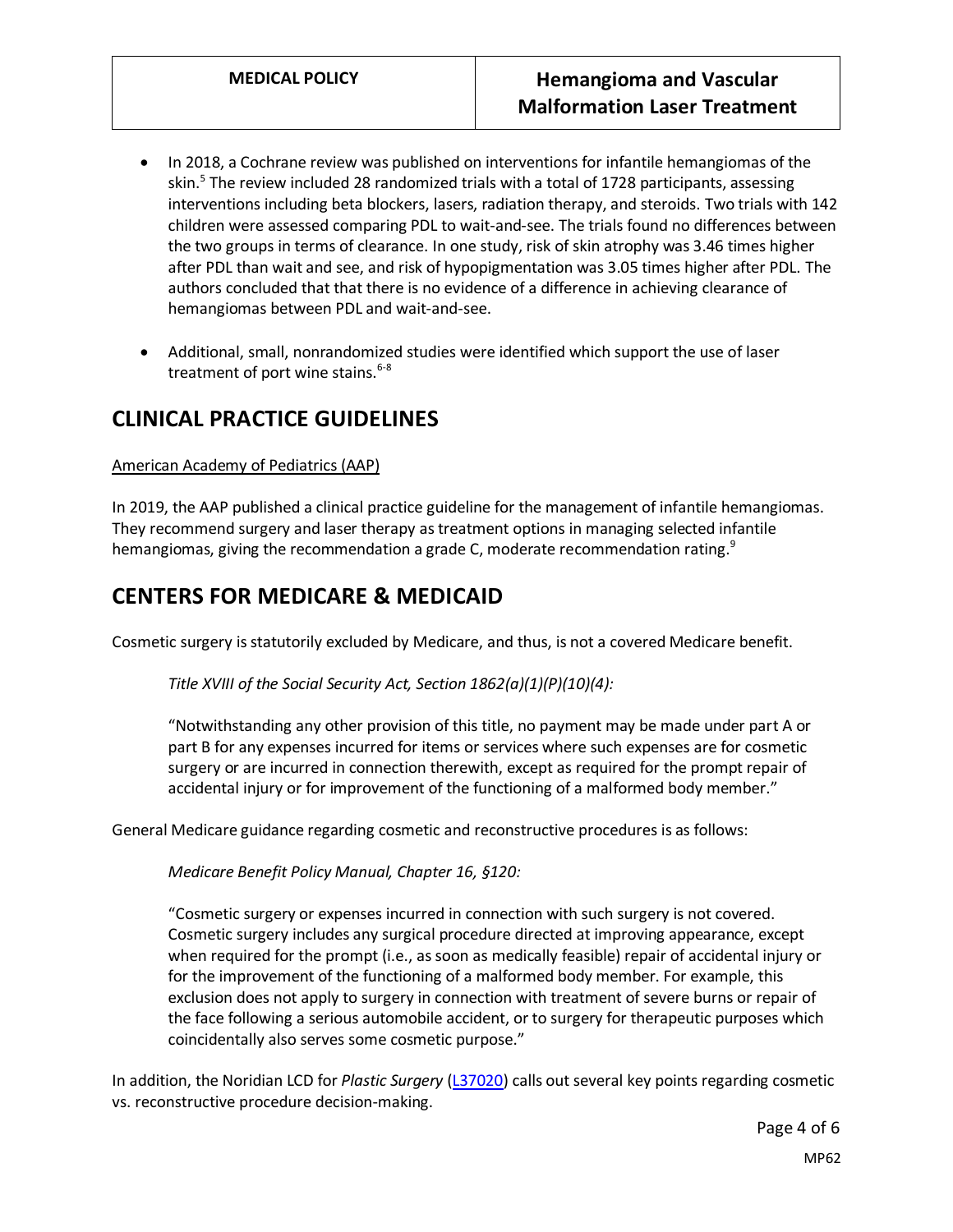- In 2018, a Cochrane review was published on interventions for infantile hemangiomas of the skin.[5] The review included 28 randomized trials with a total of 1728 participants, assessing interventions including beta blockers, lasers, radiation therapy, and steroids. Two trials with 142 children were assessed comparing PDL to wait-and-see. The trials found no differences between the two groups in terms of clearance. In one study, risk of skin atrophy was 3.46 times higher after PDL than wait and see, and risk of hypopigmentation was 3.05 times higher after PDL. The authors concluded that that there is no evidence of a difference in achieving clearance of hemangiomas between PDL and wait-and-see.

- Additional, small, nonrandomized studies were identified which support the use of laser treatment of port wine stains.[6-8]

## CLINICAL PRACTICE GUIDELINES

American Academy of Pediatrics (AAP)

In 2019, the AAP published a clinical practice guideline for the management of infantile hemangiomas. They recommend surgery and laser therapy as treatment options in managing selected infantile hemangiomas, giving the recommendation a grade C, moderate recommendation rating.[9]

## CENTERS FOR MEDICARE & MEDICAID

Cosmetic surgery is statutorily excluded by Medicare, and thus, is not a covered Medicare benefit.

> *Title XVIII of the Social Security Act, Section 1862(a)(1)(P)(10)(4):*
>
> "Notwithstanding any other provision of this title, no payment may be made under part A or part B for any expenses incurred for items or services where such expenses are for cosmetic surgery or are incurred in connection therewith, except as required for the prompt repair of accidental injury or for improvement of the functioning of a malformed body member."

General Medicare guidance regarding cosmetic and reconstructive procedures is as follows:

> *Medicare Benefit Policy Manual, Chapter 16, §120:*
>
> "Cosmetic surgery or expenses incurred in connection with such surgery is not covered. Cosmetic surgery includes any surgical procedure directed at improving appearance, except when required for the prompt (i.e., as soon as medically feasible) repair of accidental injury or for the improvement of the functioning of a malformed body member. For example, this exclusion does not apply to surgery in connection with treatment of severe burns or repair of the face following a serious automobile accident, or to surgery for therapeutic purposes which coincidentally also serves some cosmetic purpose."

In addition, the Noridian LCD for *Plastic Surgery* (L37020) calls out several key points regarding cosmetic vs. reconstructive procedure decision-making.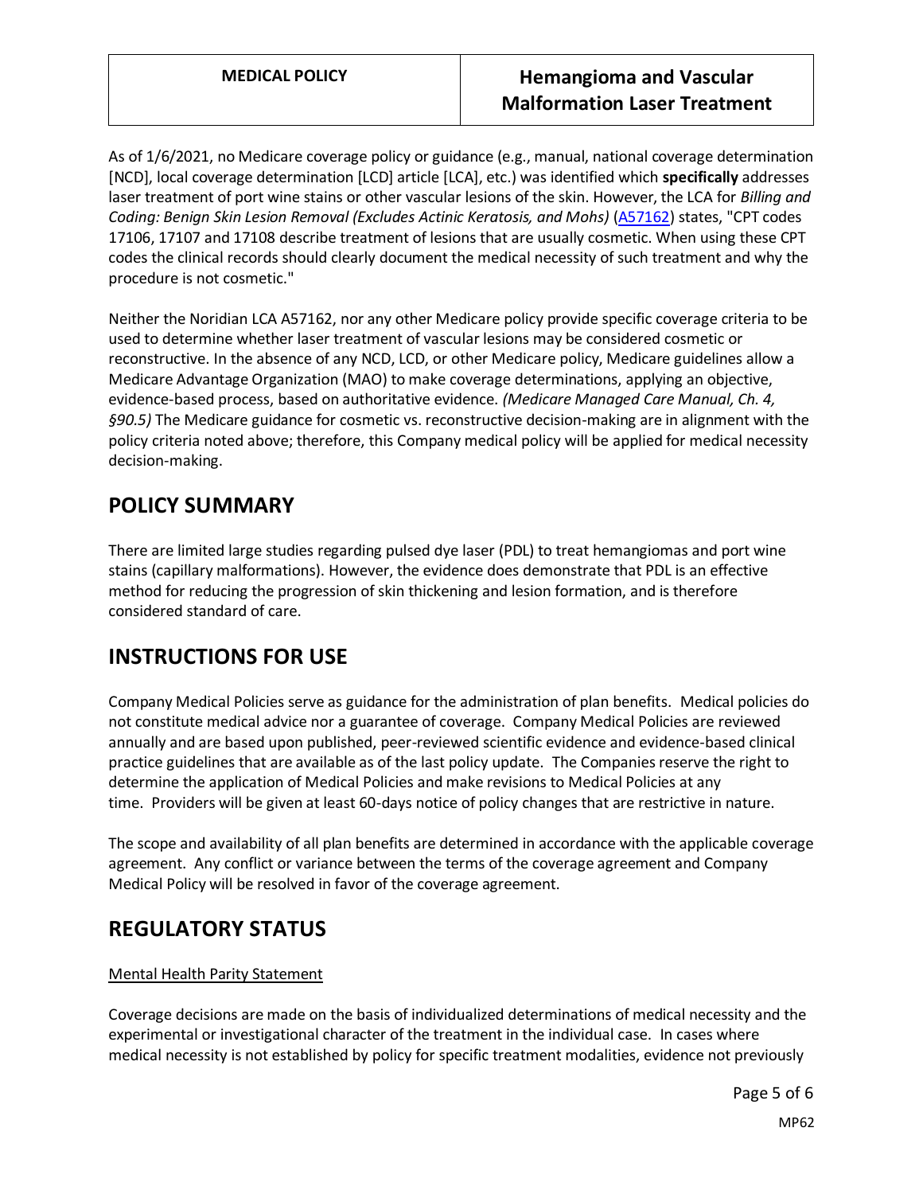As of 1/6/2021, no Medicare coverage policy or guidance (e.g., manual, national coverage determination [NCD], local coverage determination [LCD] article [LCA], etc.) was identified which **specifically** addresses laser treatment of port wine stains or other vascular lesions of the skin. However, the LCA for *Billing and Coding: Benign Skin Lesion Removal (Excludes Actinic Keratosis, and Mohs)* (A57162) states, "CPT codes 17106, 17107 and 17108 describe treatment of lesions that are usually cosmetic. When using these CPT codes the clinical records should clearly document the medical necessity of such treatment and why the procedure is not cosmetic."

Neither the Noridian LCA A57162, nor any other Medicare policy provide specific coverage criteria to be used to determine whether laser treatment of vascular lesions may be considered cosmetic or reconstructive. In the absence of any NCD, LCD, or other Medicare policy, Medicare guidelines allow a Medicare Advantage Organization (MAO) to make coverage determinations, applying an objective, evidence-based process, based on authoritative evidence. *(Medicare Managed Care Manual, Ch. 4, §90.5)* The Medicare guidance for cosmetic vs. reconstructive decision-making are in alignment with the policy criteria noted above; therefore, this Company medical policy will be applied for medical necessity decision-making.

# POLICY SUMMARY

There are limited large studies regarding pulsed dye laser (PDL) to treat hemangiomas and port wine stains (capillary malformations). However, the evidence does demonstrate that PDL is an effective method for reducing the progression of skin thickening and lesion formation, and is therefore considered standard of care.

# INSTRUCTIONS FOR USE

Company Medical Policies serve as guidance for the administration of plan benefits. Medical policies do not constitute medical advice nor a guarantee of coverage. Company Medical Policies are reviewed annually and are based upon published, peer-reviewed scientific evidence and evidence-based clinical practice guidelines that are available as of the last policy update. The Companies reserve the right to determine the application of Medical Policies and make revisions to Medical Policies at any time. Providers will be given at least 60-days notice of policy changes that are restrictive in nature.

The scope and availability of all plan benefits are determined in accordance with the applicable coverage agreement. Any conflict or variance between the terms of the coverage agreement and Company Medical Policy will be resolved in favor of the coverage agreement.

# REGULATORY STATUS

Mental Health Parity Statement

Coverage decisions are made on the basis of individualized determinations of medical necessity and the experimental or investigational character of the treatment in the individual case. In cases where medical necessity is not established by policy for specific treatment modalities, evidence not previously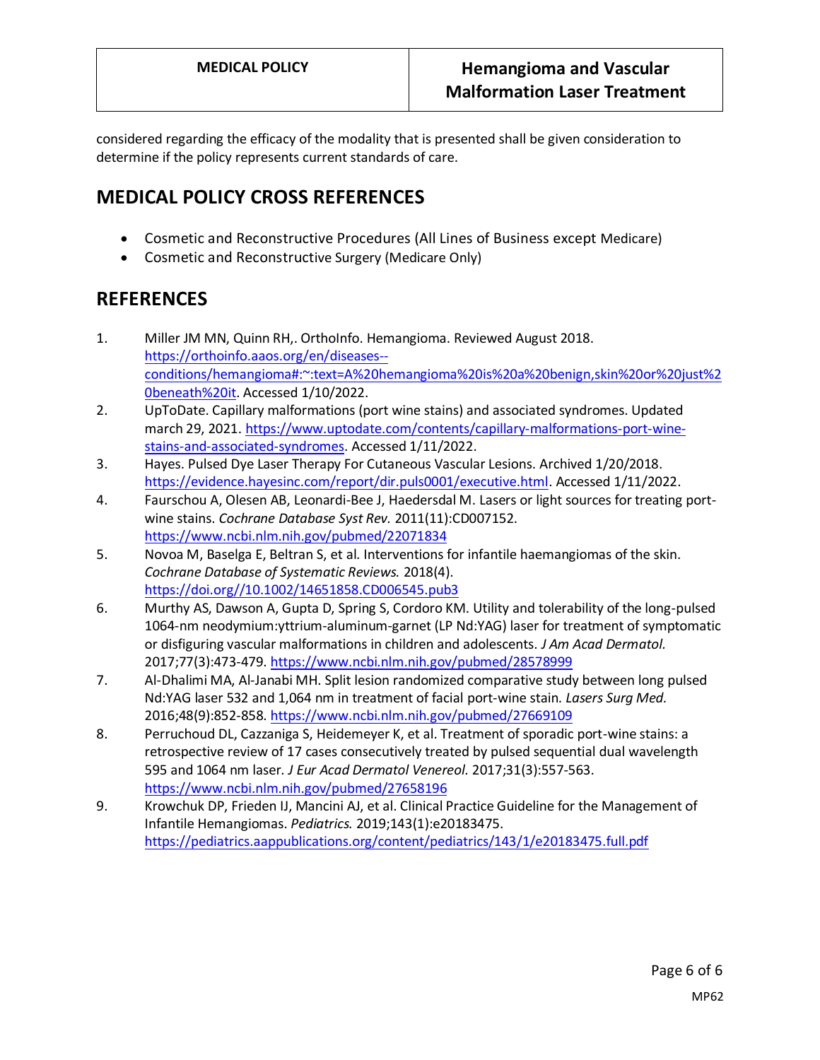considered regarding the efficacy of the modality that is presented shall be given consideration to determine if the policy represents current standards of care.

## MEDICAL POLICY CROSS REFERENCES

- Cosmetic and Reconstructive Procedures (All Lines of Business except Medicare)
- Cosmetic and Reconstructive Surgery (Medicare Only)

## REFERENCES

1. Miller JM MN, Quinn RH,. OrthoInfo. Hemangioma. Reviewed August 2018. https://orthoinfo.aaos.org/en/diseases--conditions/hemangioma#:~:text=A%20hemangioma%20is%20a%20benign,skin%20or%20just%20beneath%20it. Accessed 1/10/2022.
2. UpToDate. Capillary malformations (port wine stains) and associated syndromes. Updated march 29, 2021. https://www.uptodate.com/contents/capillary-malformations-port-wine-stains-and-associated-syndromes. Accessed 1/11/2022.
3. Hayes. Pulsed Dye Laser Therapy For Cutaneous Vascular Lesions. Archived 1/20/2018. https://evidence.hayesinc.com/report/dir.puls0001/executive.html. Accessed 1/11/2022.
4. Faurschou A, Olesen AB, Leonardi-Bee J, Haedersdal M. Lasers or light sources for treating port-wine stains. *Cochrane Database Syst Rev.* 2011(11):CD007152. https://www.ncbi.nlm.nih.gov/pubmed/22071834
5. Novoa M, Baselga E, Beltran S, et al. Interventions for infantile haemangiomas of the skin. *Cochrane Database of Systematic Reviews.* 2018(4). https://doi.org//10.1002/14651858.CD006545.pub3
6. Murthy AS, Dawson A, Gupta D, Spring S, Cordoro KM. Utility and tolerability of the long-pulsed 1064-nm neodymium:yttrium-aluminum-garnet (LP Nd:YAG) laser for treatment of symptomatic or disfiguring vascular malformations in children and adolescents. *J Am Acad Dermatol.* 2017;77(3):473-479. https://www.ncbi.nlm.nih.gov/pubmed/28578999
7. Al-Dhalimi MA, Al-Janabi MH. Split lesion randomized comparative study between long pulsed Nd:YAG laser 532 and 1,064 nm in treatment of facial port-wine stain. *Lasers Surg Med.* 2016;48(9):852-858. https://www.ncbi.nlm.nih.gov/pubmed/27669109
8. Perruchoud DL, Cazzaniga S, Heidemeyer K, et al. Treatment of sporadic port-wine stains: a retrospective review of 17 cases consecutively treated by pulsed sequential dual wavelength 595 and 1064 nm laser. *J Eur Acad Dermatol Venereol.* 2017;31(3):557-563. https://www.ncbi.nlm.nih.gov/pubmed/27658196
9. Krowchuk DP, Frieden IJ, Mancini AJ, et al. Clinical Practice Guideline for the Management of Infantile Hemangiomas. *Pediatrics.* 2019;143(1):e20183475. https://pediatrics.aappublications.org/content/pediatrics/143/1/e20183475.full.pdf